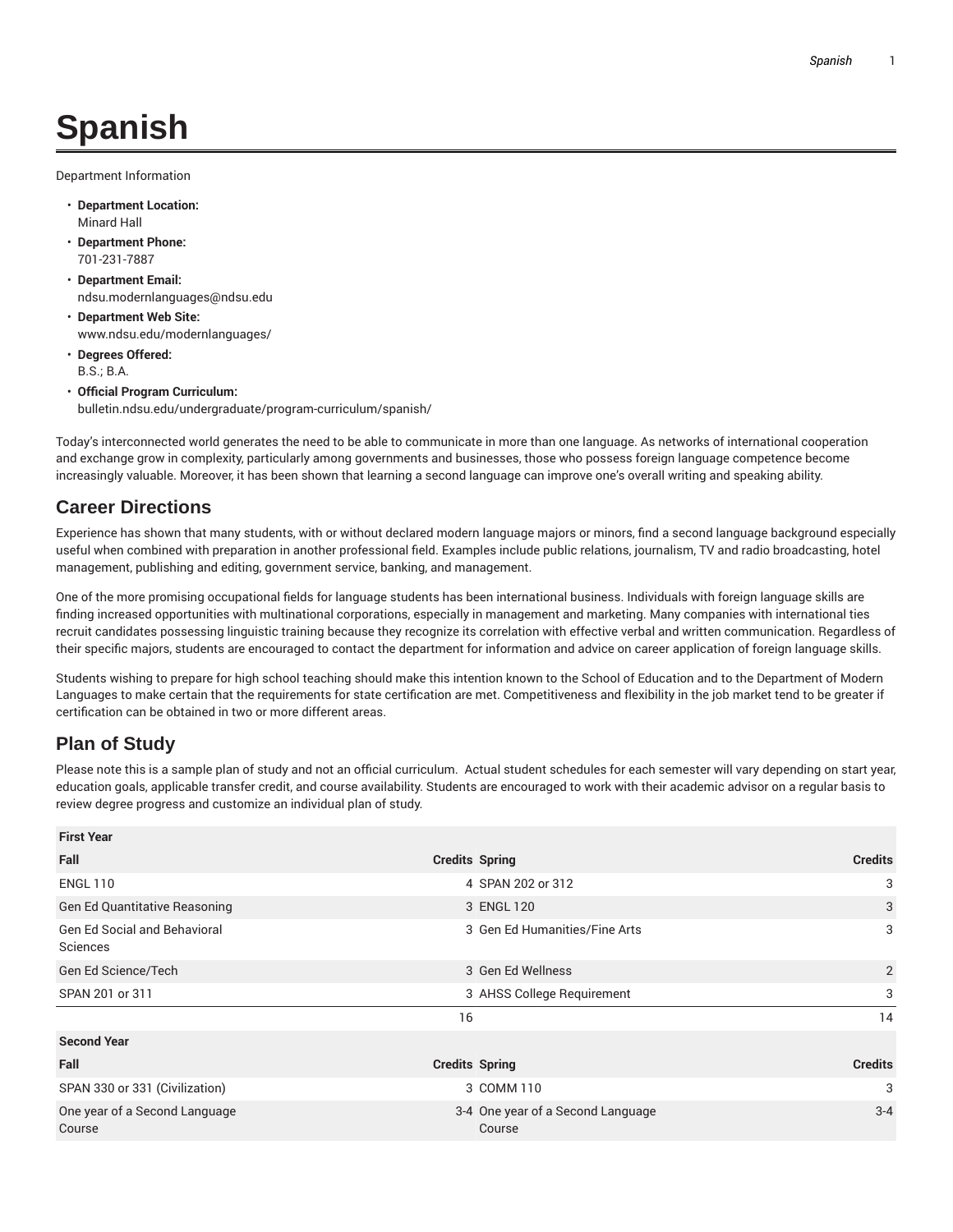# Spanish

Department Information

- **Department Location:** Minard Hall
- **Department Phone:** 701-231-7887
- **Department Email:** ndsu.modernlanguages@ndsu.edu
- **Department Web Site:** www.ndsu.edu/modernlanguages/
- **Degrees Offered:** B.S.; B.A.
- **Official Program Curriculum:** bulletin.ndsu.edu/undergraduate/program-curriculum/spanish/

Today's interconnected world generates the need to be able to communicate in more than one language. As networks of international cooperation and exchange grow in complexity, particularly among governments and businesses, those who possess foreign language competence become increasingly valuable. Moreover, it has been shown that learning a second language can improve one's overall writing and speaking ability.

## Career Directions

Experience has shown that many students, with or without declared modern language majors or minors, find a second language background especially useful when combined with preparation in another professional field. Examples include public relations, journalism, TV and radio broadcasting, hotel management, publishing and editing, government service, banking, and management.

One of the more promising occupational fields for language students has been international business. Individuals with foreign language skills are finding increased opportunities with multinational corporations, especially in management and marketing. Many companies with international ties recruit candidates possessing linguistic training because they recognize its correlation with effective verbal and written communication. Regardless of their specific majors, students are encouraged to contact the department for information and advice on career application of foreign language skills.

Students wishing to prepare for high school teaching should make this intention known to the School of Education and to the Department of Modern Languages to make certain that the requirements for state certification are met. Competitiveness and flexibility in the job market tend to be greater if certification can be obtained in two or more different areas.

## Plan of Study

Please note this is a sample plan of study and not an official curriculum. Actual student schedules for each semester will vary depending on start year, education goals, applicable transfer credit, and course availability. Students are encouraged to work with their academic advisor on a regular basis to review degree progress and customize an individual plan of study.

| First Year | | | |
|---|---|---|---|
| Fall | Credits | Spring | Credits |
| ENGL 110 | 4 | SPAN 202 or 312 | 3 |
| Gen Ed Quantitative Reasoning | 3 | ENGL 120 | 3 |
| Gen Ed Social and Behavioral Sciences | 3 | Gen Ed Humanities/Fine Arts | 3 |
| Gen Ed Science/Tech | 3 | Gen Ed Wellness | 2 |
| SPAN 201 or 311 | 3 | AHSS College Requirement | 3 |
| | 16 | | 14 |
| **Second Year** | | | |
| Fall | Credits | Spring | Credits |
| SPAN 330 or 331 (Civilization) | 3 | COMM 110 | 3 |
| One year of a Second Language Course | 3-4 | One year of a Second Language Course | 3-4 |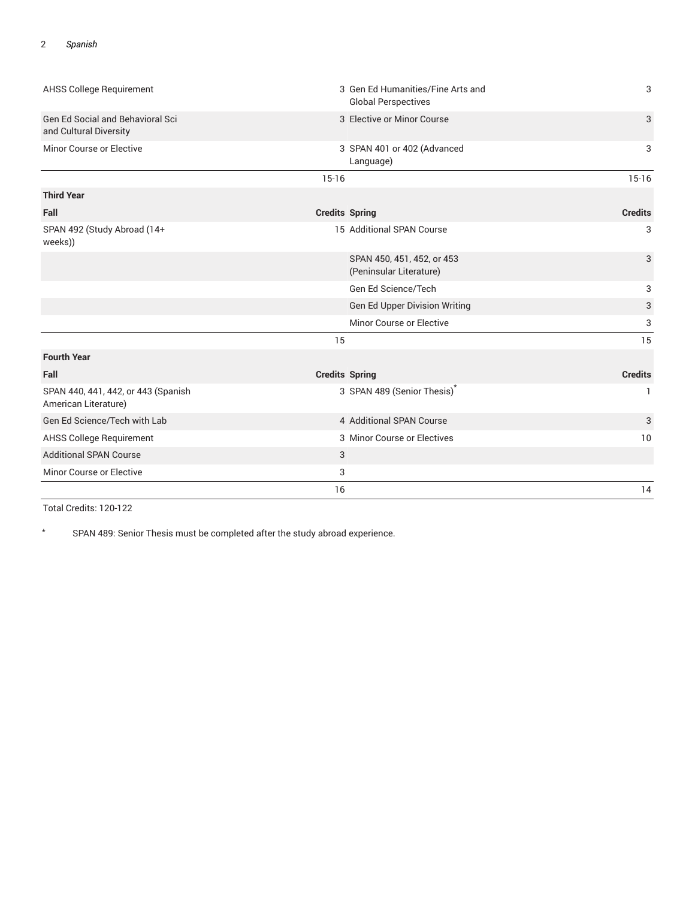| | | | |
|---|---|---|---|
| AHSS College Requirement | 3 | Gen Ed Humanities/Fine Arts and Global Perspectives | 3 |
| Gen Ed Social and Behavioral Sci and Cultural Diversity | 3 | Elective or Minor Course | 3 |
| Minor Course or Elective | 3 | SPAN 401 or 402 (Advanced Language) | 3 |
| | 15-16 | | 15-16 |
| **Third Year** | | | |
| **Fall** | **Credits** | **Spring** | **Credits** |
| SPAN 492 (Study Abroad (14+ weeks)) | 15 | Additional SPAN Course | 3 |
| | | SPAN 450, 451, 452, or 453 (Peninsular Literature) | 3 |
| | | Gen Ed Science/Tech | 3 |
| | | Gen Ed Upper Division Writing | 3 |
| | | Minor Course or Elective | 3 |
| | 15 | | 15 |
| **Fourth Year** | | | |
| **Fall** | **Credits** | **Spring** | **Credits** |
| SPAN 440, 441, 442, or 443 (Spanish American Literature) | 3 | SPAN 489 (Senior Thesis)* | 1 |
| Gen Ed Science/Tech with Lab | 4 | Additional SPAN Course | 3 |
| AHSS College Requirement | 3 | Minor Course or Electives | 10 |
| Additional SPAN Course | 3 | | |
| Minor Course or Elective | 3 | | |
| | 16 | | 14 |

Total Credits: 120-122

\* SPAN 489: Senior Thesis must be completed after the study abroad experience.